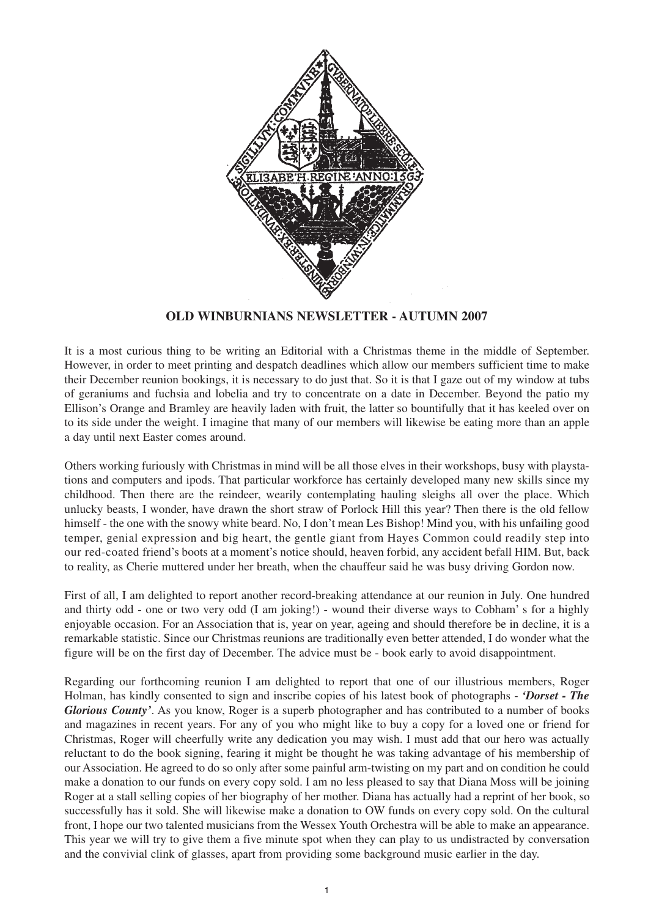# OLD WINBURNIANS NEWSLETTER - AUTUMN 2007

It is a most curious thing to be writing an Editorial with a Christmas theme in the middle of September. However, in order to meet printing and despatch deadlines which allow our members sufficient time to make their December reunion bookings, it is necessary to do just that. So it is that I gaze out of my window at tubs of geraniums and fuchsia and lobelia and try to concentrate on a date in December. Beyond the patio my Ellison's Orange and Bramley are heavily laden with fruit, the latter so bountifully that it has keeled over on to its side under the weight. I imagine that many of our members will likewise be eating more than an apple a day until next Easter comes around.

Others working furiously with Christmas in mind will be all those elves in their workshops, busy with playstations and computers and ipods. That particular workforce has certainly developed many new skills since my childhood. Then there are the reindeer, wearily contemplating hauling sleighs all over the place. Which unlucky beasts, I wonder, have drawn the short straw of Porlock Hill this year? Then there is the old fellow himself - the one with the snowy white beard. No, I don't mean Les Bishop! Mind you, with his unfailing good temper, genial expression and big heart, the gentle giant from Hayes Common could readily step into our red-coated friend's boots at a moment's notice should, heaven forbid, any accident befall HIM. But, back to reality, as Cherie muttered under her breath, when the chauffeur said he was busy driving Gordon now.

First of all, I am delighted to report another record-breaking attendance at our reunion in July. One hundred and thirty odd - one or two very odd (I am joking!) - wound their diverse ways to Cobham' s for a highly enjoyable occasion. For an Association that is, year on year, ageing and should therefore be in decline, it is a remarkable statistic. Since our Christmas reunions are traditionally even better attended, I do wonder what the figure will be on the first day of December. The advice must be - book early to avoid disappointment.

Regarding our forthcoming reunion I am delighted to report that one of our illustrious members, Roger Holman, has kindly consented to sign and inscribe copies of his latest book of photographs - ***'Dorset - The Glorious County'***. As you know, Roger is a superb photographer and has contributed to a number of books and magazines in recent years. For any of you who might like to buy a copy for a loved one or friend for Christmas, Roger will cheerfully write any dedication you may wish. I must add that our hero was actually reluctant to do the book signing, fearing it might be thought he was taking advantage of his membership of our Association. He agreed to do so only after some painful arm-twisting on my part and on condition he could make a donation to our funds on every copy sold. I am no less pleased to say that Diana Moss will be joining Roger at a stall selling copies of her biography of her mother. Diana has actually had a reprint of her book, so successfully has it sold. She will likewise make a donation to OW funds on every copy sold. On the cultural front, I hope our two talented musicians from the Wessex Youth Orchestra will be able to make an appearance. This year we will try to give them a five minute spot when they can play to us undistracted by conversation and the convivial clink of glasses, apart from providing some background music earlier in the day.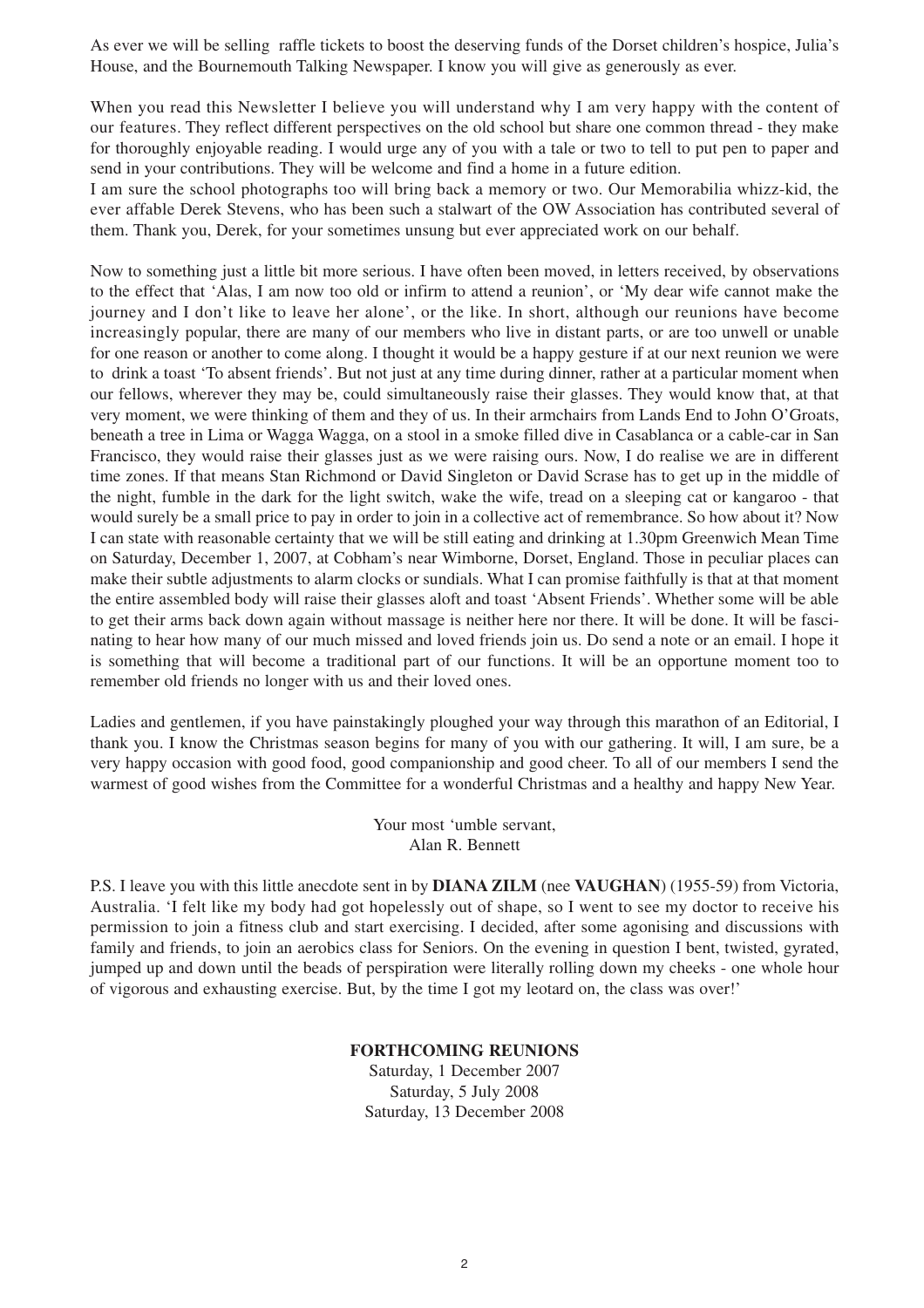As ever we will be selling raffle tickets to boost the deserving funds of the Dorset children's hospice, Julia's House, and the Bournemouth Talking Newspaper. I know you will give as generously as ever.

When you read this Newsletter I believe you will understand why I am very happy with the content of our features. They reflect different perspectives on the old school but share one common thread - they make for thoroughly enjoyable reading. I would urge any of you with a tale or two to tell to put pen to paper and send in your contributions. They will be welcome and find a home in a future edition.
I am sure the school photographs too will bring back a memory or two. Our Memorabilia whizz-kid, the ever affable Derek Stevens, who has been such a stalwart of the OW Association has contributed several of them. Thank you, Derek, for your sometimes unsung but ever appreciated work on our behalf.

Now to something just a little bit more serious. I have often been moved, in letters received, by observations to the effect that 'Alas, I am now too old or infirm to attend a reunion', or 'My dear wife cannot make the journey and I don't like to leave her alone', or the like. In short, although our reunions have become increasingly popular, there are many of our members who live in distant parts, or are too unwell or unable for one reason or another to come along. I thought it would be a happy gesture if at our next reunion we were to drink a toast 'To absent friends'. But not just at any time during dinner, rather at a particular moment when our fellows, wherever they may be, could simultaneously raise their glasses. They would know that, at that very moment, we were thinking of them and they of us. In their armchairs from Lands End to John O'Groats, beneath a tree in Lima or Wagga Wagga, on a stool in a smoke filled dive in Casablanca or a cable-car in San Francisco, they would raise their glasses just as we were raising ours. Now, I do realise we are in different time zones. If that means Stan Richmond or David Singleton or David Scrase has to get up in the middle of the night, fumble in the dark for the light switch, wake the wife, tread on a sleeping cat or kangaroo - that would surely be a small price to pay in order to join in a collective act of remembrance. So how about it? Now I can state with reasonable certainty that we will be still eating and drinking at 1.30pm Greenwich Mean Time on Saturday, December 1, 2007, at Cobham's near Wimborne, Dorset, England. Those in peculiar places can make their subtle adjustments to alarm clocks or sundials. What I can promise faithfully is that at that moment the entire assembled body will raise their glasses aloft and toast 'Absent Friends'. Whether some will be able to get their arms back down again without massage is neither here nor there. It will be done. It will be fascinating to hear how many of our much missed and loved friends join us. Do send a note or an email. I hope it is something that will become a traditional part of our functions. It will be an opportune moment too to remember old friends no longer with us and their loved ones.

Ladies and gentlemen, if you have painstakingly ploughed your way through this marathon of an Editorial, I thank you. I know the Christmas season begins for many of you with our gathering. It will, I am sure, be a very happy occasion with good food, good companionship and good cheer. To all of our members I send the warmest of good wishes from the Committee for a wonderful Christmas and a healthy and happy New Year.

Your most 'umble servant,
Alan R. Bennett

P.S. I leave you with this little anecdote sent in by **DIANA ZILM** (nee **VAUGHAN**) (1955-59) from Victoria, Australia. 'I felt like my body had got hopelessly out of shape, so I went to see my doctor to receive his permission to join a fitness club and start exercising. I decided, after some agonising and discussions with family and friends, to join an aerobics class for Seniors. On the evening in question I bent, twisted, gyrated, jumped up and down until the beads of perspiration were literally rolling down my cheeks - one whole hour of vigorous and exhausting exercise. But, by the time I got my leotard on, the class was over!'

**FORTHCOMING REUNIONS**

Saturday, 1 December 2007
Saturday, 5 July 2008
Saturday, 13 December 2008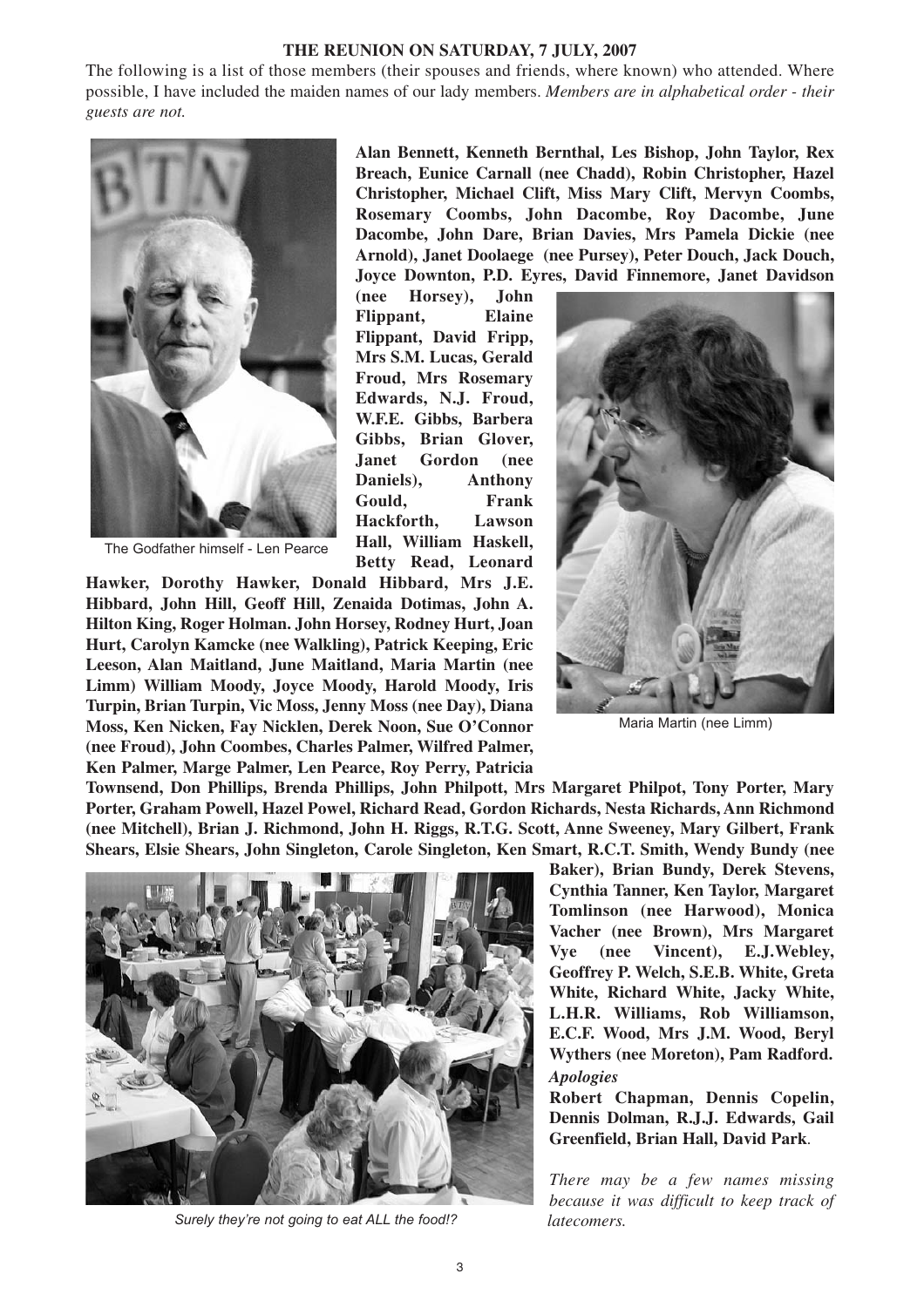**THE REUNION ON SATURDAY, 7 JULY, 2007**

The following is a list of those members (their spouses and friends, where known) who attended. Where possible, I have included the maiden names of our lady members. *Members are in alphabetical order - their guests are not.*

The Godfather himself - Len Pearce

**Alan Bennett, Kenneth Bernthal, Les Bishop, John Taylor, Rex Breach, Eunice Carnall (nee Chadd), Robin Christopher, Hazel Christopher, Michael Clift, Miss Mary Clift, Mervyn Coombs, Rosemary Coombs, John Dacombe, Roy Dacombe, June Dacombe, John Dare, Brian Davies, Mrs Pamela Dickie (nee Arnold), Janet Doolaege (nee Pursey), Peter Douch, Jack Douch, Joyce Downton, P.D. Eyres, David Finnemore, Janet Davidson (nee Horsey), John Flippant, Elaine Flippant, David Fripp, Mrs S.M. Lucas, Gerald Froud, Mrs Rosemary Edwards, N.J. Froud, W.F.E. Gibbs, Barbera Gibbs, Brian Glover, Janet Gordon (nee Daniels), Anthony Gould, Frank Hackforth, Lawson Hall, William Haskell, Betty Read, Leonard Hawker, Dorothy Hawker, Donald Hibbard, Mrs J.E. Hibbard, John Hill, Geoff Hill, Zenaida Dotimas, John A. Hilton King, Roger Holman. John Horsey, Rodney Hurt, Joan Hurt, Carolyn Kamcke (nee Walkling), Patrick Keeping, Eric Leeson, Alan Maitland, June Maitland, Maria Martin (nee Limm) William Moody, Joyce Moody, Harold Moody, Iris Turpin, Brian Turpin, Vic Moss, Jenny Moss (nee Day), Diana Moss, Ken Nicken, Fay Nicklen, Derek Noon, Sue O'Connor (nee Froud), John Coombes, Charles Palmer, Wilfred Palmer, Ken Palmer, Marge Palmer, Len Pearce, Roy Perry, Patricia Townsend, Don Phillips, Brenda Phillips, John Philpott, Mrs Margaret Philpot, Tony Porter, Mary Porter, Graham Powell, Hazel Powel, Richard Read, Gordon Richards, Nesta Richards, Ann Richmond (nee Mitchell), Brian J. Richmond, John H. Riggs, R.T.G. Scott, Anne Sweeney, Mary Gilbert, Frank Shears, Elsie Shears, John Singleton, Carole Singleton, Ken Smart, R.C.T. Smith, Wendy Bundy (nee Baker), Brian Bundy, Derek Stevens, Cynthia Tanner, Ken Taylor, Margaret Tomlinson (nee Harwood), Monica Vacher (nee Brown), Mrs Margaret Vye (nee Vincent), E.J.Webley, Geoffrey P. Welch, S.E.B. White, Greta White, Richard White, Jacky White, L.H.R. Williams, Rob Williamson, E.C.F. Wood, Mrs J.M. Wood, Beryl Wythers (nee Moreton), Pam Radford.**

Maria Martin (nee Limm)

***Apologies***

**Robert Chapman, Dennis Copelin, Dennis Dolman, R.J.J. Edwards, Gail Greenfield, Brian Hall, David Park**.

*There may be a few names missing because it was difficult to keep track of latecomers.*

*Surely they're not going to eat ALL the food!?*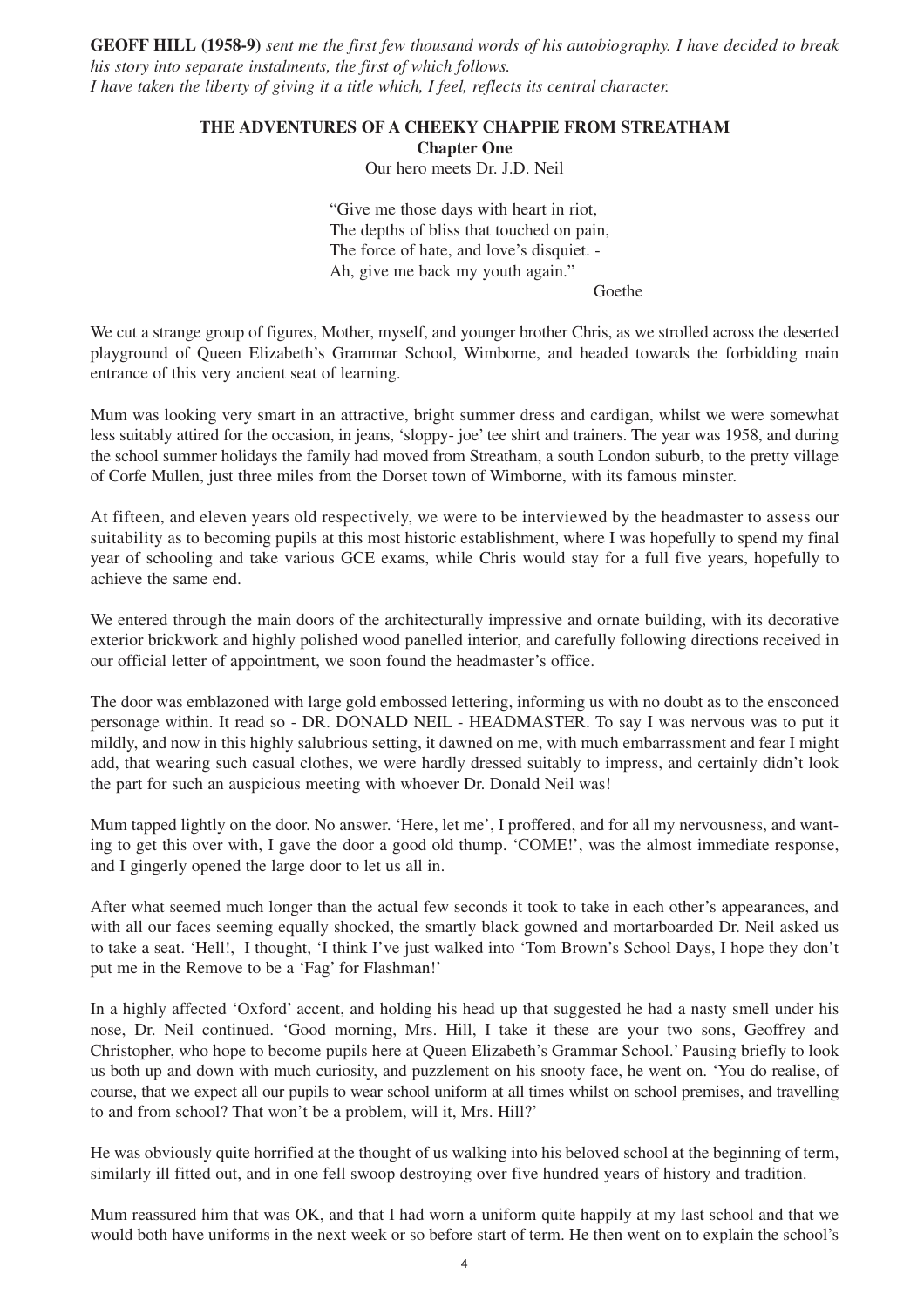**GEOFF HILL (1958-9)** *sent me the first few thousand words of his autobiography. I have decided to break his story into separate instalments, the first of which follows.*
*I have taken the liberty of giving it a title which, I feel, reflects its central character.*

## THE ADVENTURES OF A CHEEKY CHAPPIE FROM STREATHAM

### Chapter One

Our hero meets Dr. J.D. Neil

> "Give me those days with heart in riot,
> The depths of bliss that touched on pain,
> The force of hate, and love's disquiet. -
> Ah, give me back my youth again."
>
> Goethe

We cut a strange group of figures, Mother, myself, and younger brother Chris, as we strolled across the deserted playground of Queen Elizabeth's Grammar School, Wimborne, and headed towards the forbidding main entrance of this very ancient seat of learning.

Mum was looking very smart in an attractive, bright summer dress and cardigan, whilst we were somewhat less suitably attired for the occasion, in jeans, 'sloppy- joe' tee shirt and trainers. The year was 1958, and during the school summer holidays the family had moved from Streatham, a south London suburb, to the pretty village of Corfe Mullen, just three miles from the Dorset town of Wimborne, with its famous minster.

At fifteen, and eleven years old respectively, we were to be interviewed by the headmaster to assess our suitability as to becoming pupils at this most historic establishment, where I was hopefully to spend my final year of schooling and take various GCE exams, while Chris would stay for a full five years, hopefully to achieve the same end.

We entered through the main doors of the architecturally impressive and ornate building, with its decorative exterior brickwork and highly polished wood panelled interior, and carefully following directions received in our official letter of appointment, we soon found the headmaster's office.

The door was emblazoned with large gold embossed lettering, informing us with no doubt as to the ensconced personage within. It read so - DR. DONALD NEIL - HEADMASTER. To say I was nervous was to put it mildly, and now in this highly salubrious setting, it dawned on me, with much embarrassment and fear I might add, that wearing such casual clothes, we were hardly dressed suitably to impress, and certainly didn't look the part for such an auspicious meeting with whoever Dr. Donald Neil was!

Mum tapped lightly on the door. No answer. 'Here, let me', I proffered, and for all my nervousness, and wanting to get this over with, I gave the door a good old thump. 'COME!', was the almost immediate response, and I gingerly opened the large door to let us all in.

After what seemed much longer than the actual few seconds it took to take in each other's appearances, and with all our faces seeming equally shocked, the smartly black gowned and mortarboarded Dr. Neil asked us to take a seat. 'Hell!, I thought, 'I think I've just walked into 'Tom Brown's School Days, I hope they don't put me in the Remove to be a 'Fag' for Flashman!'

In a highly affected 'Oxford' accent, and holding his head up that suggested he had a nasty smell under his nose, Dr. Neil continued. 'Good morning, Mrs. Hill, I take it these are your two sons, Geoffrey and Christopher, who hope to become pupils here at Queen Elizabeth's Grammar School.' Pausing briefly to look us both up and down with much curiosity, and puzzlement on his snooty face, he went on. 'You do realise, of course, that we expect all our pupils to wear school uniform at all times whilst on school premises, and travelling to and from school? That won't be a problem, will it, Mrs. Hill?'

He was obviously quite horrified at the thought of us walking into his beloved school at the beginning of term, similarly ill fitted out, and in one fell swoop destroying over five hundred years of history and tradition.

Mum reassured him that was OK, and that I had worn a uniform quite happily at my last school and that we would both have uniforms in the next week or so before start of term. He then went on to explain the school's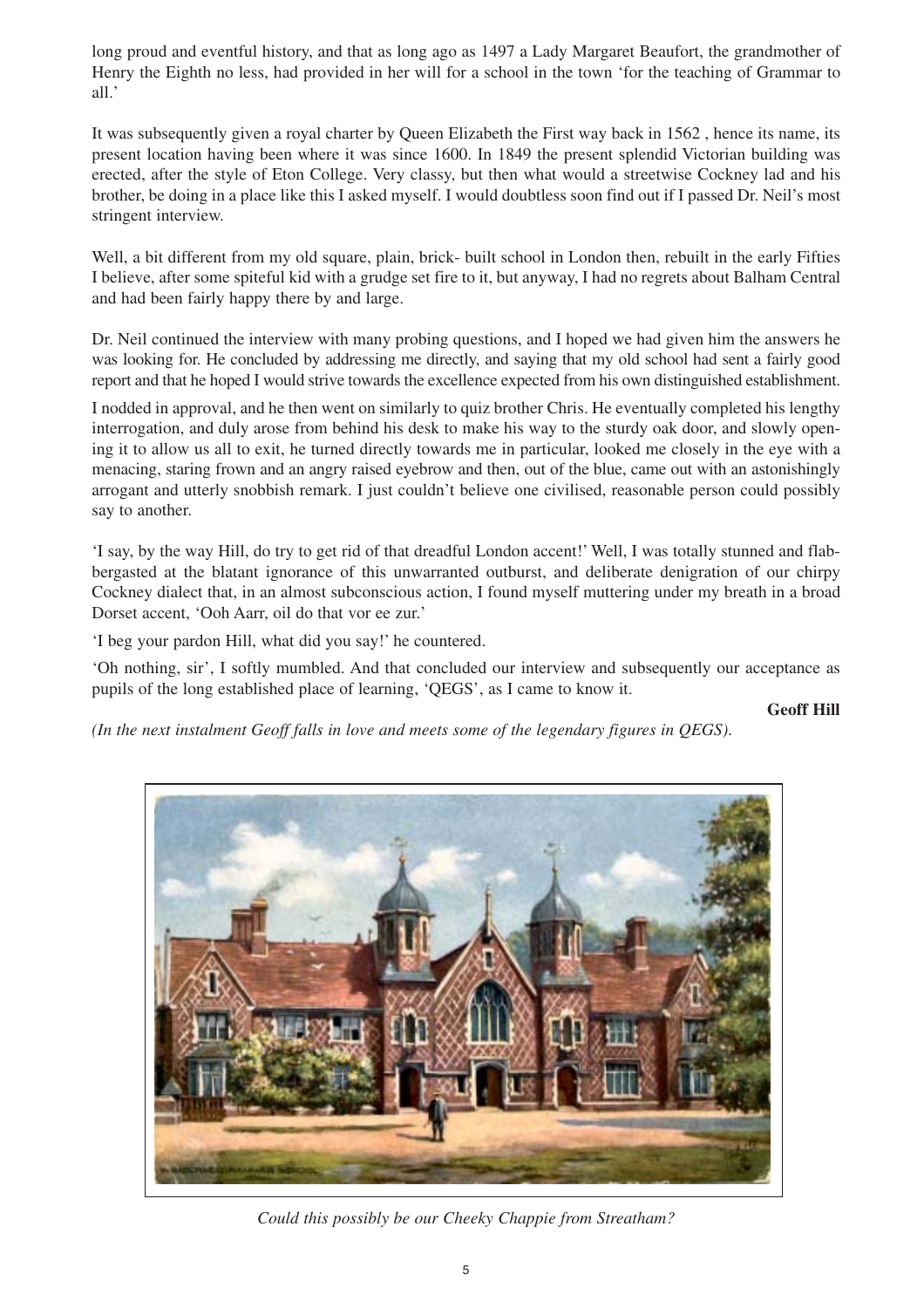long proud and eventful history, and that as long ago as 1497 a Lady Margaret Beaufort, the grandmother of Henry the Eighth no less, had provided in her will for a school in the town 'for the teaching of Grammar to all.'

It was subsequently given a royal charter by Queen Elizabeth the First way back in 1562 , hence its name, its present location having been where it was since 1600. In 1849 the present splendid Victorian building was erected, after the style of Eton College. Very classy, but then what would a streetwise Cockney lad and his brother, be doing in a place like this I asked myself. I would doubtless soon find out if I passed Dr. Neil's most stringent interview.

Well, a bit different from my old square, plain, brick- built school in London then, rebuilt in the early Fifties I believe, after some spiteful kid with a grudge set fire to it, but anyway, I had no regrets about Balham Central and had been fairly happy there by and large.

Dr. Neil continued the interview with many probing questions, and I hoped we had given him the answers he was looking for. He concluded by addressing me directly, and saying that my old school had sent a fairly good report and that he hoped I would strive towards the excellence expected from his own distinguished establishment.

I nodded in approval, and he then went on similarly to quiz brother Chris. He eventually completed his lengthy interrogation, and duly arose from behind his desk to make his way to the sturdy oak door, and slowly opening it to allow us all to exit, he turned directly towards me in particular, looked me closely in the eye with a menacing, staring frown and an angry raised eyebrow and then, out of the blue, came out with an astonishingly arrogant and utterly snobbish remark. I just couldn't believe one civilised, reasonable person could possibly say to another.

'I say, by the way Hill, do try to get rid of that dreadful London accent!' Well, I was totally stunned and flabbergasted at the blatant ignorance of this unwarranted outburst, and deliberate denigration of our chirpy Cockney dialect that, in an almost subconscious action, I found myself muttering under my breath in a broad Dorset accent, 'Ooh Aarr, oil do that vor ee zur.'

'I beg your pardon Hill, what did you say!' he countered.

'Oh nothing, sir', I softly mumbled. And that concluded our interview and subsequently our acceptance as pupils of the long established place of learning, 'QEGS', as I came to know it.

**Geoff Hill**

*(In the next instalment Geoff falls in love and meets some of the legendary figures in QEGS).*

*Could this possibly be our Cheeky Chappie from Streatham?*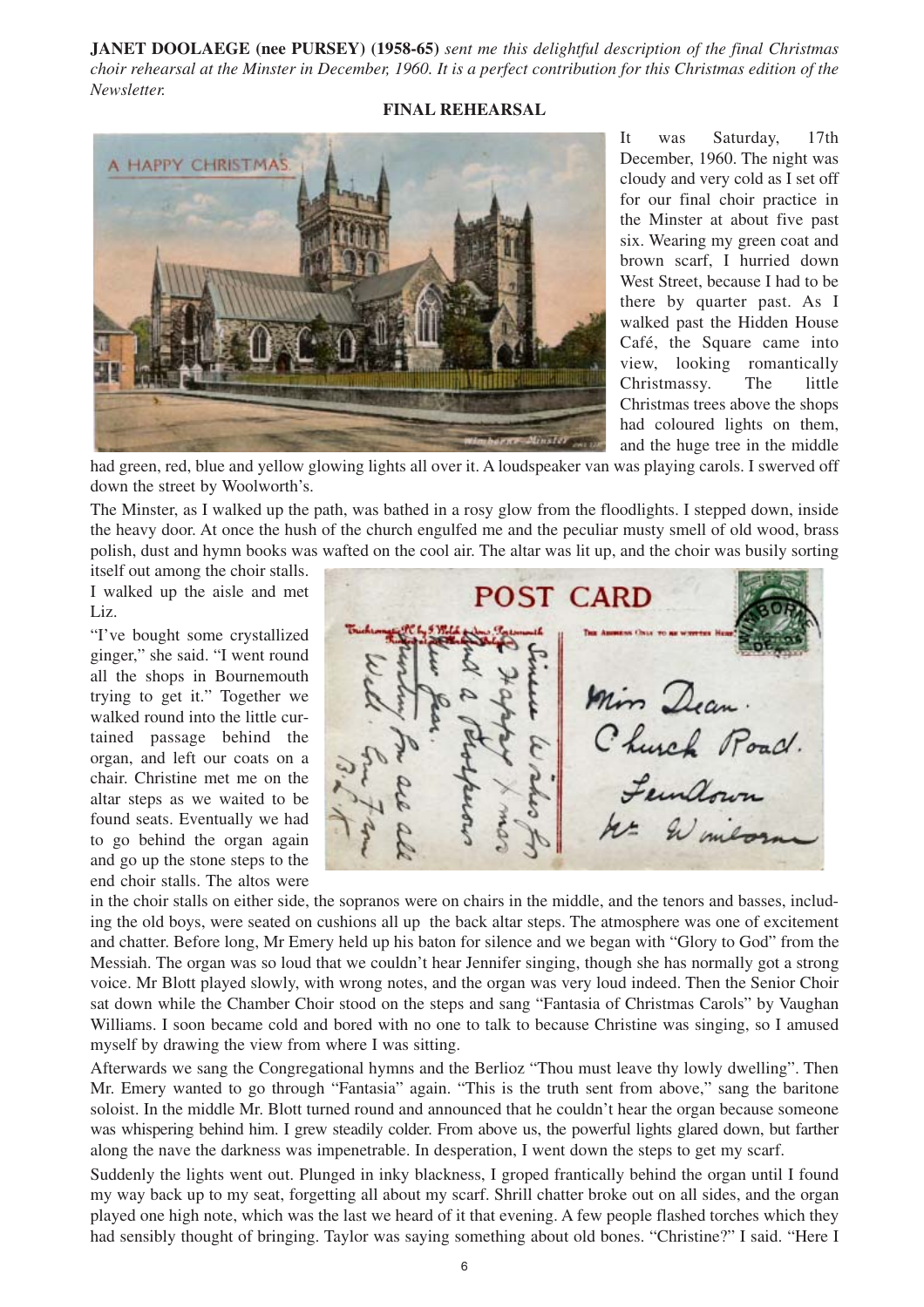**JANET DOOLAEGE (nee PURSEY) (1958-65)** *sent me this delightful description of the final Christmas choir rehearsal at the Minster in December, 1960. It is a perfect contribution for this Christmas edition of the Newsletter.*

**FINAL REHEARSAL**

It was Saturday, 17th December, 1960. The night was cloudy and very cold as I set off for our final choir practice in the Minster at about five past six. Wearing my green coat and brown scarf, I hurried down West Street, because I had to be there by quarter past. As I walked past the Hidden House Café, the Square came into view, looking romantically Christmassy. The little Christmas trees above the shops had coloured lights on them, and the huge tree in the middle had green, red, blue and yellow glowing lights all over it. A loudspeaker van was playing carols. I swerved off down the street by Woolworth's.

The Minster, as I walked up the path, was bathed in a rosy glow from the floodlights. I stepped down, inside the heavy door. At once the hush of the church engulfed me and the peculiar musty smell of old wood, brass polish, dust and hymn books was wafted on the cool air. The altar was lit up, and the choir was busily sorting itself out among the choir stalls. I walked up the aisle and met Liz.

"I've bought some crystallized ginger," she said. "I went round all the shops in Bournemouth trying to get it." Together we walked round into the little curtained passage behind the organ, and left our coats on a chair. Christine met me on the altar steps as we waited to be found seats. Eventually we had to go behind the organ again and go up the stone steps to the end choir stalls. The altos were in the choir stalls on either side, the sopranos were on chairs in the middle, and the tenors and basses, including the old boys, were seated on cushions all up the back altar steps. The atmosphere was one of excitement and chatter. Before long, Mr Emery held up his baton for silence and we began with "Glory to God" from the Messiah. The organ was so loud that we couldn't hear Jennifer singing, though she has normally got a strong voice. Mr Blott played slowly, with wrong notes, and the organ was very loud indeed. Then the Senior Choir sat down while the Chamber Choir stood on the steps and sang "Fantasia of Christmas Carols" by Vaughan Williams. I soon became cold and bored with no one to talk to because Christine was singing, so I amused myself by drawing the view from where I was sitting.

Afterwards we sang the Congregational hymns and the Berlioz "Thou must leave thy lowly dwelling". Then Mr. Emery wanted to go through "Fantasia" again. "This is the truth sent from above," sang the baritone soloist. In the middle Mr. Blott turned round and announced that he couldn't hear the organ because someone was whispering behind him. I grew steadily colder. From above us, the powerful lights glared down, but farther along the nave the darkness was impenetrable. In desperation, I went down the steps to get my scarf.

Suddenly the lights went out. Plunged in inky blackness, I groped frantically behind the organ until I found my way back up to my seat, forgetting all about my scarf. Shrill chatter broke out on all sides, and the organ played one high note, which was the last we heard of it that evening. A few people flashed torches which they had sensibly thought of bringing. Taylor was saying something about old bones. "Christine?" I said. "Here I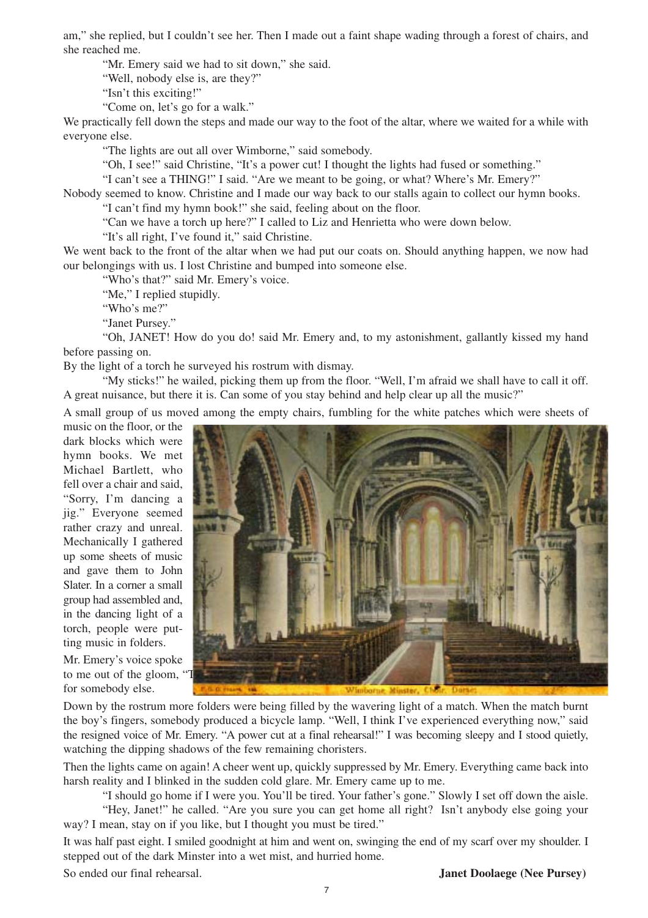am," she replied, but I couldn't see her. Then I made out a faint shape wading through a forest of chairs, and she reached me.

"Mr. Emery said we had to sit down," she said.

"Well, nobody else is, are they?"

"Isn't this exciting!"

"Come on, let's go for a walk."

We practically fell down the steps and made our way to the foot of the altar, where we waited for a while with everyone else.

"The lights are out all over Wimborne," said somebody.

"Oh, I see!" said Christine, "It's a power cut! I thought the lights had fused or something."

"I can't see a THING!" I said. "Are we meant to be going, or what? Where's Mr. Emery?"

Nobody seemed to know. Christine and I made our way back to our stalls again to collect our hymn books.

"I can't find my hymn book!" she said, feeling about on the floor.

"Can we have a torch up here?" I called to Liz and Henrietta who were down below.

"It's all right, I've found it," said Christine.

We went back to the front of the altar when we had put our coats on. Should anything happen, we now had our belongings with us. I lost Christine and bumped into someone else.

"Who's that?" said Mr. Emery's voice.

"Me," I replied stupidly.

"Who's me?"

"Janet Pursey."

"Oh, JANET! How do you do! said Mr. Emery and, to my astonishment, gallantly kissed my hand before passing on.

By the light of a torch he surveyed his rostrum with dismay.

"My sticks!" he wailed, picking them up from the floor. "Well, I'm afraid we shall have to call it off. A great nuisance, but there it is. Can some of you stay behind and help clear up all the music?"

A small group of us moved among the empty chairs, fumbling for the white patches which were sheets of music on the floor, or the dark blocks which were hymn books. We met Michael Bartlett, who fell over a chair and said, "Sorry, I'm dancing a jig." Everyone seemed rather crazy and unreal. Mechanically I gathered up some sheets of music and gave them to John Slater. In a corner a small group had assembled and, in the dancing light of a torch, people were putting music in folders.

Mr. Emery's voice spoke to me out of the gloom, "T... for somebody else.

Wimborne Minster, Choir. Dorset

Down by the rostrum more folders were being filled by the wavering light of a match. When the match burnt the boy's fingers, somebody produced a bicycle lamp. "Well, I think I've experienced everything now," said the resigned voice of Mr. Emery. "A power cut at a final rehearsal!" I was becoming sleepy and I stood quietly, watching the dipping shadows of the few remaining choristers.

Then the lights came on again! A cheer went up, quickly suppressed by Mr. Emery. Everything came back into harsh reality and I blinked in the sudden cold glare. Mr. Emery came up to me.

"I should go home if I were you. You'll be tired. Your father's gone." Slowly I set off down the aisle.

"Hey, Janet!" he called. "Are you sure you can get home all right? Isn't anybody else going your way? I mean, stay on if you like, but I thought you must be tired."

It was half past eight. I smiled goodnight at him and went on, swinging the end of my scarf over my shoulder. I stepped out of the dark Minster into a wet mist, and hurried home.

So ended our final rehearsal.

**Janet Doolaege (Nee Pursey)**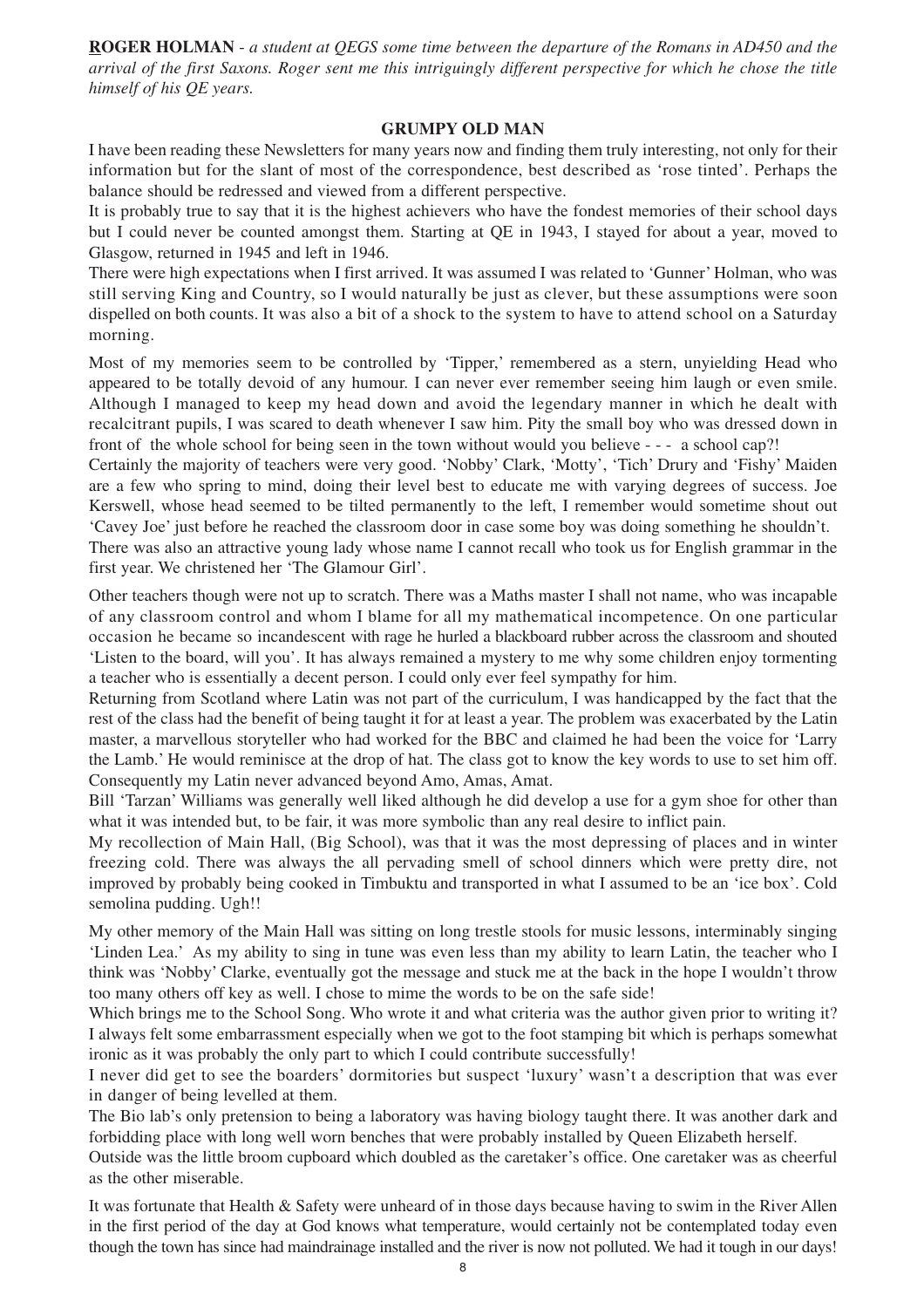**R**OGER HOLMAN - *a student at QEGS some time between the departure of the Romans in AD450 and the arrival of the first Saxons. Roger sent me this intriguingly different perspective for which he chose the title himself of his QE years.*

## GRUMPY OLD MAN

I have been reading these Newsletters for many years now and finding them truly interesting, not only for their information but for the slant of most of the correspondence, best described as 'rose tinted'. Perhaps the balance should be redressed and viewed from a different perspective.

It is probably true to say that it is the highest achievers who have the fondest memories of their school days but I could never be counted amongst them. Starting at QE in 1943, I stayed for about a year, moved to Glasgow, returned in 1945 and left in 1946.

There were high expectations when I first arrived. It was assumed I was related to 'Gunner' Holman, who was still serving King and Country, so I would naturally be just as clever, but these assumptions were soon dispelled on both counts. It was also a bit of a shock to the system to have to attend school on a Saturday morning.

Most of my memories seem to be controlled by 'Tipper,' remembered as a stern, unyielding Head who appeared to be totally devoid of any humour. I can never ever remember seeing him laugh or even smile. Although I managed to keep my head down and avoid the legendary manner in which he dealt with recalcitrant pupils, I was scared to death whenever I saw him. Pity the small boy who was dressed down in front of the whole school for being seen in the town without would you believe - - - a school cap?!

Certainly the majority of teachers were very good. 'Nobby' Clark, 'Motty', 'Tich' Drury and 'Fishy' Maiden are a few who spring to mind, doing their level best to educate me with varying degrees of success. Joe Kerswell, whose head seemed to be tilted permanently to the left, I remember would sometime shout out 'Cavey Joe' just before he reached the classroom door in case some boy was doing something he shouldn't.

There was also an attractive young lady whose name I cannot recall who took us for English grammar in the first year. We christened her 'The Glamour Girl'.

Other teachers though were not up to scratch. There was a Maths master I shall not name, who was incapable of any classroom control and whom I blame for all my mathematical incompetence. On one particular occasion he became so incandescent with rage he hurled a blackboard rubber across the classroom and shouted 'Listen to the board, will you'. It has always remained a mystery to me why some children enjoy tormenting a teacher who is essentially a decent person. I could only ever feel sympathy for him.

Returning from Scotland where Latin was not part of the curriculum, I was handicapped by the fact that the rest of the class had the benefit of being taught it for at least a year. The problem was exacerbated by the Latin master, a marvellous storyteller who had worked for the BBC and claimed he had been the voice for 'Larry the Lamb.' He would reminisce at the drop of hat. The class got to know the key words to use to set him off. Consequently my Latin never advanced beyond Amo, Amas, Amat.

Bill 'Tarzan' Williams was generally well liked although he did develop a use for a gym shoe for other than what it was intended but, to be fair, it was more symbolic than any real desire to inflict pain.

My recollection of Main Hall, (Big School), was that it was the most depressing of places and in winter freezing cold. There was always the all pervading smell of school dinners which were pretty dire, not improved by probably being cooked in Timbuktu and transported in what I assumed to be an 'ice box'. Cold semolina pudding. Ugh!!

My other memory of the Main Hall was sitting on long trestle stools for music lessons, interminably singing 'Linden Lea.' As my ability to sing in tune was even less than my ability to learn Latin, the teacher who I think was 'Nobby' Clarke, eventually got the message and stuck me at the back in the hope I wouldn't throw too many others off key as well. I chose to mime the words to be on the safe side!

Which brings me to the School Song. Who wrote it and what criteria was the author given prior to writing it? I always felt some embarrassment especially when we got to the foot stamping bit which is perhaps somewhat ironic as it was probably the only part to which I could contribute successfully!

I never did get to see the boarders' dormitories but suspect 'luxury' wasn't a description that was ever in danger of being levelled at them.

The Bio lab's only pretension to being a laboratory was having biology taught there. It was another dark and forbidding place with long well worn benches that were probably installed by Queen Elizabeth herself.

Outside was the little broom cupboard which doubled as the caretaker's office. One caretaker was as cheerful as the other miserable.

It was fortunate that Health & Safety were unheard of in those days because having to swim in the River Allen in the first period of the day at God knows what temperature, would certainly not be contemplated today even though the town has since had maindrainage installed and the river is now not polluted. We had it tough in our days!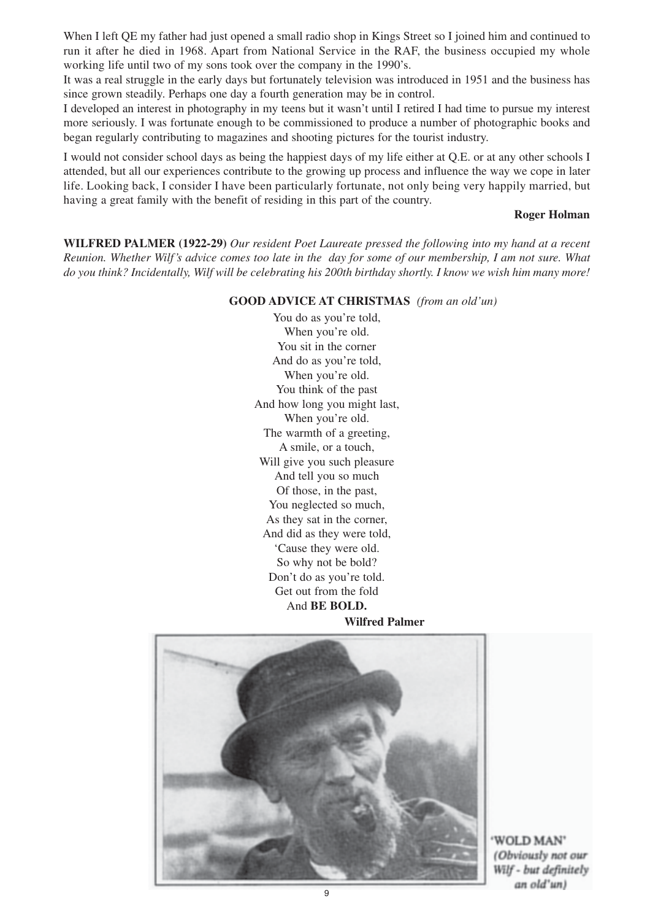When I left QE my father had just opened a small radio shop in Kings Street so I joined him and continued to run it after he died in 1968. Apart from National Service in the RAF, the business occupied my whole working life until two of my sons took over the company in the 1990's.

It was a real struggle in the early days but fortunately television was introduced in 1951 and the business has since grown steadily. Perhaps one day a fourth generation may be in control.

I developed an interest in photography in my teens but it wasn't until I retired I had time to pursue my interest more seriously. I was fortunate enough to be commissioned to produce a number of photographic books and began regularly contributing to magazines and shooting pictures for the tourist industry.

I would not consider school days as being the happiest days of my life either at Q.E. or at any other schools I attended, but all our experiences contribute to the growing up process and influence the way we cope in later life. Looking back, I consider I have been particularly fortunate, not only being very happily married, but having a great family with the benefit of residing in this part of the country.

**Roger Holman**

**WILFRED PALMER (1922-29)** *Our resident Poet Laureate pressed the following into my hand at a recent Reunion. Whether Wilf's advice comes too late in the day for some of our membership, I am not sure. What do you think? Incidentally, Wilf will be celebrating his 200th birthday shortly. I know we wish him many more!*

**GOOD ADVICE AT CHRISTMAS** *(from an old'un)*

You do as you're told,  
When you're old.  
You sit in the corner  
And do as you're told,  
When you're old.  
You think of the past  
And how long you might last,  
When you're old.  
The warmth of a greeting,  
A smile, or a touch,  
Will give you such pleasure  
And tell you so much  
Of those, in the past,  
You neglected so much,  
As they sat in the corner,  
And did as they were told,  
'Cause they were old.  
So why not be bold?  
Don't do as you're told.  
Get out from the fold  
And **BE BOLD.**

**Wilfred Palmer**

'WOLD MAN' *(Obviously not our Wilf - but definitely an old'un)*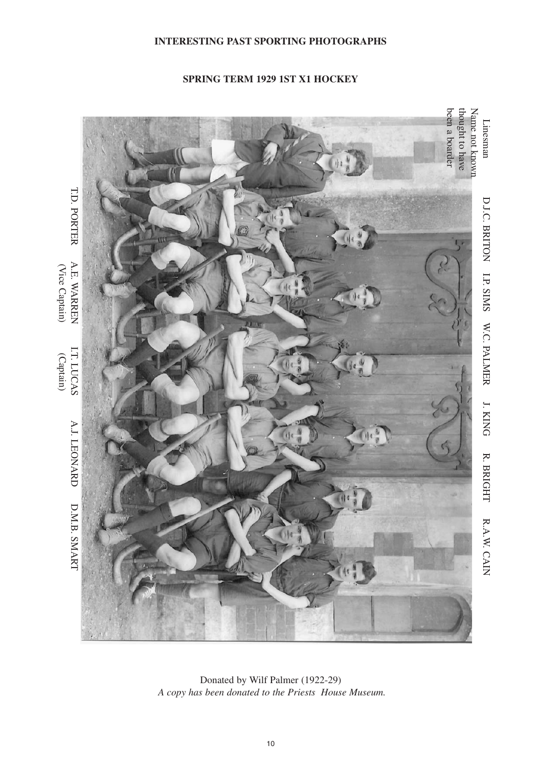**INTERESTING PAST SPORTING PHOTOGRAPHS**

**SPRING TERM 1929 1ST X1 HOCKEY**

Linesman
Name not known thought to have been a boarder

D.J.C. BRITON I.P. SIMS W.C. PALMER J. KING R. BRIGHT R.A.W. CAIN

T.D. PORTER A.E. WARREN (Vice Captain) I.T. LUCAS (Captain) A.J. LEONARD D.M.B. SMART

Donated by Wilf Palmer (1922-29)
*A copy has been donated to the Priests House Museum.*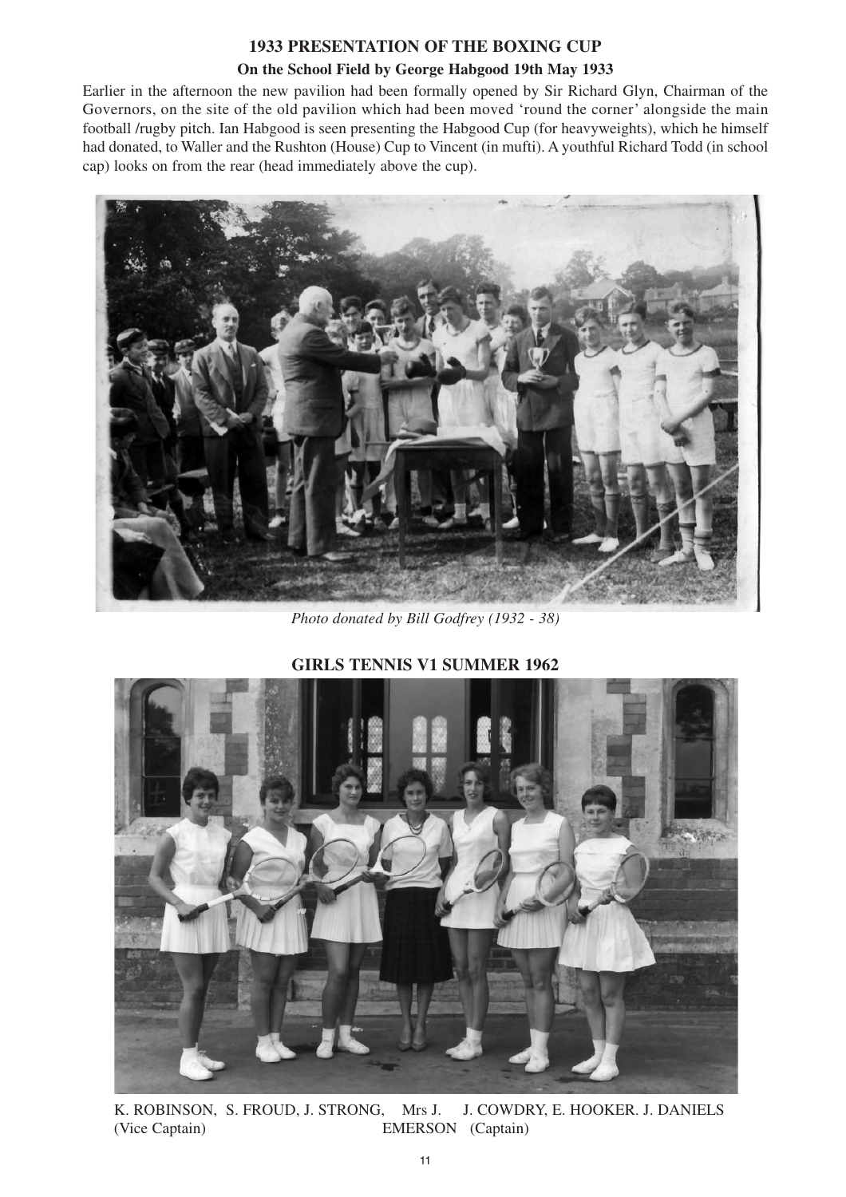## 1933 PRESENTATION OF THE BOXING CUP

### On the School Field by George Habgood 19th May 1933

Earlier in the afternoon the new pavilion had been formally opened by Sir Richard Glyn, Chairman of the Governors, on the site of the old pavilion which had been moved 'round the corner' alongside the main football /rugby pitch. Ian Habgood is seen presenting the Habgood Cup (for heavyweights), which he himself had donated, to Waller and the Rushton (House) Cup to Vincent (in mufti). A youthful Richard Todd (in school cap) looks on from the rear (head immediately above the cup).

*Photo donated by Bill Godfrey (1932 - 38)*

## GIRLS TENNIS V1 SUMMER 1962

K. ROBINSON, S. FROUD, J. STRONG, Mrs J. EMERSON J. COWDRY, E. HOOKER. J. DANIELS
(Vice Captain) (Captain)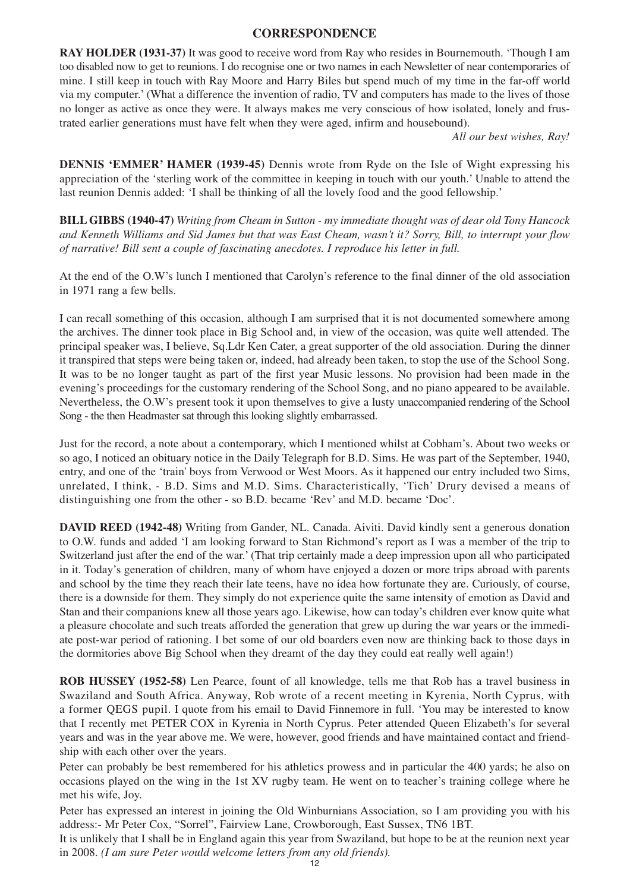## CORRESPONDENCE

**RAY HOLDER (1931-37)** It was good to receive word from Ray who resides in Bournemouth. 'Though I am too disabled now to get to reunions. I do recognise one or two names in each Newsletter of near contemporaries of mine. I still keep in touch with Ray Moore and Harry Biles but spend much of my time in the far-off world via my computer.' (What a difference the invention of radio, TV and computers has made to the lives of those no longer as active as once they were. It always makes me very conscious of how isolated, lonely and frustrated earlier generations must have felt when they were aged, infirm and housebound).

*All our best wishes, Ray!*

**DENNIS 'EMMER' HAMER (1939-45)** Dennis wrote from Ryde on the Isle of Wight expressing his appreciation of the 'sterling work of the committee in keeping in touch with our youth.' Unable to attend the last reunion Dennis added: 'I shall be thinking of all the lovely food and the good fellowship.'

**BILL GIBBS (1940-47)** *Writing from Cheam in Sutton - my immediate thought was of dear old Tony Hancock and Kenneth Williams and Sid James but that was East Cheam, wasn't it? Sorry, Bill, to interrupt your flow of narrative! Bill sent a couple of fascinating anecdotes. I reproduce his letter in full.*

At the end of the O.W's lunch I mentioned that Carolyn's reference to the final dinner of the old association in 1971 rang a few bells.

I can recall something of this occasion, although I am surprised that it is not documented somewhere among the archives. The dinner took place in Big School and, in view of the occasion, was quite well attended. The principal speaker was, I believe, Sq.Ldr Ken Cater, a great supporter of the old association. During the dinner it transpired that steps were being taken or, indeed, had already been taken, to stop the use of the School Song. It was to be no longer taught as part of the first year Music lessons. No provision had been made in the evening's proceedings for the customary rendering of the School Song, and no piano appeared to be available. Nevertheless, the O.W's present took it upon themselves to give a lusty unaccompanied rendering of the School Song - the then Headmaster sat through this looking slightly embarrassed.

Just for the record, a note about a contemporary, which I mentioned whilst at Cobham's. About two weeks or so ago, I noticed an obituary notice in the Daily Telegraph for B.D. Sims. He was part of the September, 1940, entry, and one of the 'train' boys from Verwood or West Moors. As it happened our entry included two Sims, unrelated, I think, - B.D. Sims and M.D. Sims. Characteristically, 'Tich' Drury devised a means of distinguishing one from the other - so B.D. became 'Rev' and M.D. became 'Doc'.

**DAVID REED (1942-48)** Writing from Gander, NL. Canada. Aiviti. David kindly sent a generous donation to O.W. funds and added 'I am looking forward to Stan Richmond's report as I was a member of the trip to Switzerland just after the end of the war.' (That trip certainly made a deep impression upon all who participated in it. Today's generation of children, many of whom have enjoyed a dozen or more trips abroad with parents and school by the time they reach their late teens, have no idea how fortunate they are. Curiously, of course, there is a downside for them. They simply do not experience quite the same intensity of emotion as David and Stan and their companions knew all those years ago. Likewise, how can today's children ever know quite what a pleasure chocolate and such treats afforded the generation that grew up during the war years or the immediate post-war period of rationing. I bet some of our old boarders even now are thinking back to those days in the dormitories above Big School when they dreamt of the day they could eat really well again!)

**ROB HUSSEY (1952-58)** Len Pearce, fount of all knowledge, tells me that Rob has a travel business in Swaziland and South Africa. Anyway, Rob wrote of a recent meeting in Kyrenia, North Cyprus, with a former QEGS pupil. I quote from his email to David Finnemore in full. 'You may be interested to know that I recently met PETER COX in Kyrenia in North Cyprus. Peter attended Queen Elizabeth's for several years and was in the year above me. We were, however, good friends and have maintained contact and friendship with each other over the years.

Peter can probably be best remembered for his athletics prowess and in particular the 400 yards; he also on occasions played on the wing in the 1st XV rugby team. He went on to teacher's training college where he met his wife, Joy.

Peter has expressed an interest in joining the Old Winburnians Association, so I am providing you with his address:- Mr Peter Cox, "Sorrel", Fairview Lane, Crowborough, East Sussex, TN6 1BT.

It is unlikely that I shall be in England again this year from Swaziland, but hope to be at the reunion next year in 2008. *(I am sure Peter would welcome letters from any old friends).*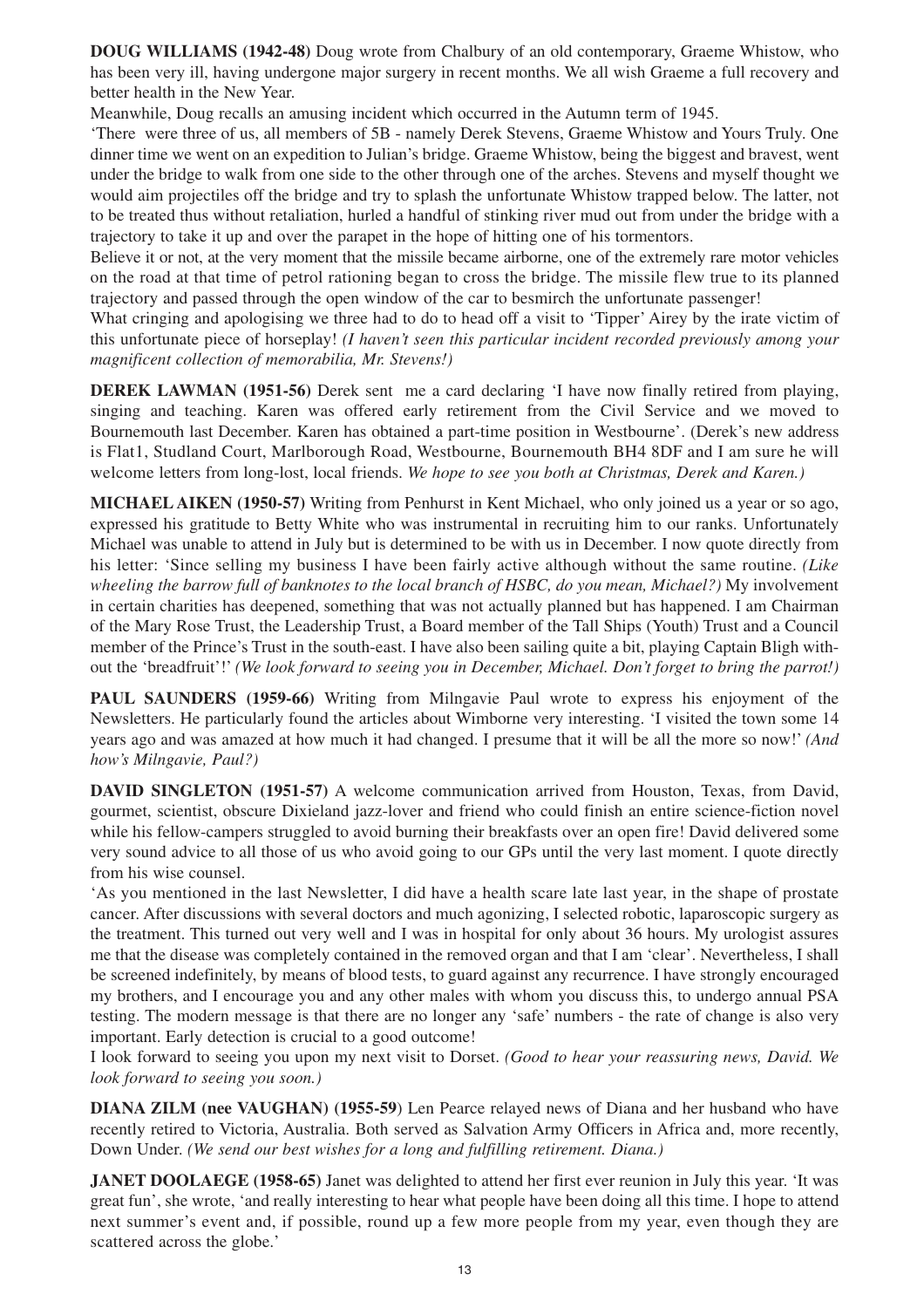**DOUG WILLIAMS (1942-48)** Doug wrote from Chalbury of an old contemporary, Graeme Whistow, who has been very ill, having undergone major surgery in recent months. We all wish Graeme a full recovery and better health in the New Year.

Meanwhile, Doug recalls an amusing incident which occurred in the Autumn term of 1945.

'There were three of us, all members of 5B - namely Derek Stevens, Graeme Whistow and Yours Truly. One dinner time we went on an expedition to Julian's bridge. Graeme Whistow, being the biggest and bravest, went under the bridge to walk from one side to the other through one of the arches. Stevens and myself thought we would aim projectiles off the bridge and try to splash the unfortunate Whistow trapped below. The latter, not to be treated thus without retaliation, hurled a handful of stinking river mud out from under the bridge with a trajectory to take it up and over the parapet in the hope of hitting one of his tormentors.

Believe it or not, at the very moment that the missile became airborne, one of the extremely rare motor vehicles on the road at that time of petrol rationing began to cross the bridge. The missile flew true to its planned trajectory and passed through the open window of the car to besmirch the unfortunate passenger!

What cringing and apologising we three had to do to head off a visit to 'Tipper' Airey by the irate victim of this unfortunate piece of horseplay! *(I haven't seen this particular incident recorded previously among your magnificent collection of memorabilia, Mr. Stevens!)*

**DEREK LAWMAN (1951-56)** Derek sent me a card declaring 'I have now finally retired from playing, singing and teaching. Karen was offered early retirement from the Civil Service and we moved to Bournemouth last December. Karen has obtained a part-time position in Westbourne'. (Derek's new address is Flat1, Studland Court, Marlborough Road, Westbourne, Bournemouth BH4 8DF and I am sure he will welcome letters from long-lost, local friends. *We hope to see you both at Christmas, Derek and Karen.)*

**MICHAEL AIKEN (1950-57)** Writing from Penhurst in Kent Michael, who only joined us a year or so ago, expressed his gratitude to Betty White who was instrumental in recruiting him to our ranks. Unfortunately Michael was unable to attend in July but is determined to be with us in December. I now quote directly from his letter: 'Since selling my business I have been fairly active although without the same routine. *(Like wheeling the barrow full of banknotes to the local branch of HSBC, do you mean, Michael?)* My involvement in certain charities has deepened, something that was not actually planned but has happened. I am Chairman of the Mary Rose Trust, the Leadership Trust, a Board member of the Tall Ships (Youth) Trust and a Council member of the Prince's Trust in the south-east. I have also been sailing quite a bit, playing Captain Bligh without the 'breadfruit'!' *(We look forward to seeing you in December, Michael. Don't forget to bring the parrot!)*

**PAUL SAUNDERS (1959-66)** Writing from Milngavie Paul wrote to express his enjoyment of the Newsletters. He particularly found the articles about Wimborne very interesting. 'I visited the town some 14 years ago and was amazed at how much it had changed. I presume that it will be all the more so now!' *(And how's Milngavie, Paul?)*

**DAVID SINGLETON (1951-57)** A welcome communication arrived from Houston, Texas, from David, gourmet, scientist, obscure Dixieland jazz-lover and friend who could finish an entire science-fiction novel while his fellow-campers struggled to avoid burning their breakfasts over an open fire! David delivered some very sound advice to all those of us who avoid going to our GPs until the very last moment. I quote directly from his wise counsel.

'As you mentioned in the last Newsletter, I did have a health scare late last year, in the shape of prostate cancer. After discussions with several doctors and much agonizing, I selected robotic, laparoscopic surgery as the treatment. This turned out very well and I was in hospital for only about 36 hours. My urologist assures me that the disease was completely contained in the removed organ and that I am 'clear'. Nevertheless, I shall be screened indefinitely, by means of blood tests, to guard against any recurrence. I have strongly encouraged my brothers, and I encourage you and any other males with whom you discuss this, to undergo annual PSA testing. The modern message is that there are no longer any 'safe' numbers - the rate of change is also very important. Early detection is crucial to a good outcome!

I look forward to seeing you upon my next visit to Dorset. *(Good to hear your reassuring news, David. We look forward to seeing you soon.)*

**DIANA ZILM (nee VAUGHAN) (1955-59)** Len Pearce relayed news of Diana and her husband who have recently retired to Victoria, Australia. Both served as Salvation Army Officers in Africa and, more recently, Down Under. *(We send our best wishes for a long and fulfilling retirement. Diana.)*

**JANET DOOLAEGE (1958-65)** Janet was delighted to attend her first ever reunion in July this year. 'It was great fun', she wrote, 'and really interesting to hear what people have been doing all this time. I hope to attend next summer's event and, if possible, round up a few more people from my year, even though they are scattered across the globe.'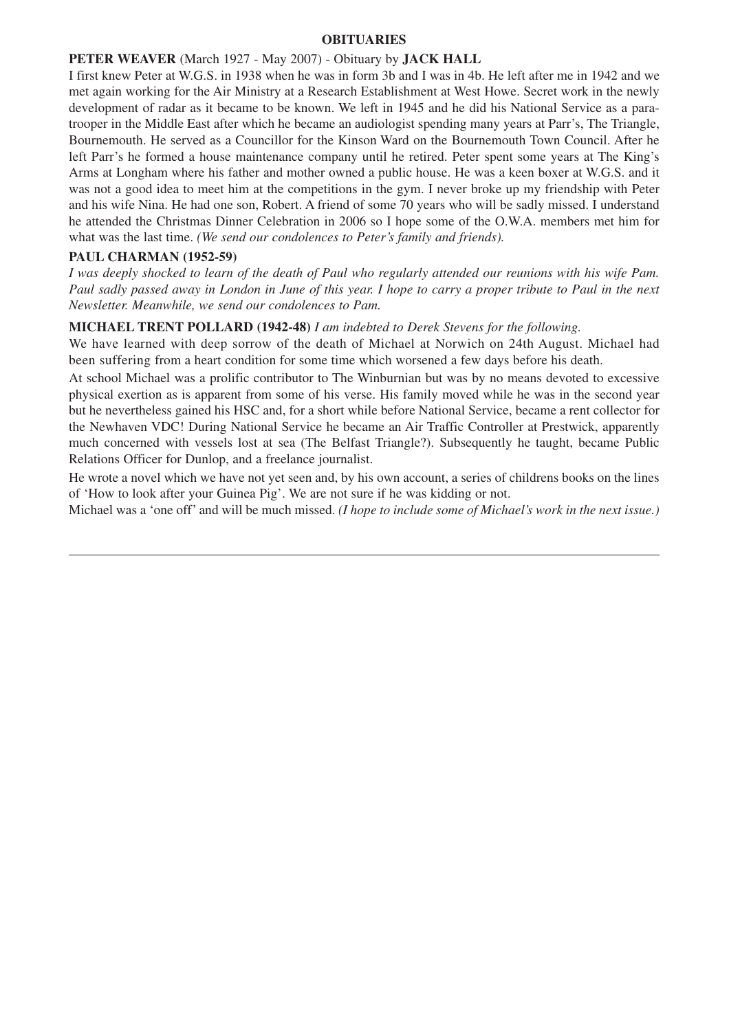## OBITUARIES

**PETER WEAVER** (March 1927 - May 2007) - Obituary by **JACK HALL**

I first knew Peter at W.G.S. in 1938 when he was in form 3b and I was in 4b. He left after me in 1942 and we met again working for the Air Ministry at a Research Establishment at West Howe. Secret work in the newly development of radar as it became to be known. We left in 1945 and he did his National Service as a paratrooper in the Middle East after which he became an audiologist spending many years at Parr's, The Triangle, Bournemouth. He served as a Councillor for the Kinson Ward on the Bournemouth Town Council. After he left Parr's he formed a house maintenance company until he retired. Peter spent some years at The King's Arms at Longham where his father and mother owned a public house. He was a keen boxer at W.G.S. and it was not a good idea to meet him at the competitions in the gym. I never broke up my friendship with Peter and his wife Nina. He had one son, Robert. A friend of some 70 years who will be sadly missed. I understand he attended the Christmas Dinner Celebration in 2006 so I hope some of the O.W.A. members met him for what was the last time. *(We send our condolences to Peter's family and friends).*

**PAUL CHARMAN (1952-59)**

*I was deeply shocked to learn of the death of Paul who regularly attended our reunions with his wife Pam. Paul sadly passed away in London in June of this year. I hope to carry a proper tribute to Paul in the next Newsletter. Meanwhile, we send our condolences to Pam.*

**MICHAEL TRENT POLLARD (1942-48)** *I am indebted to Derek Stevens for the following.*

We have learned with deep sorrow of the death of Michael at Norwich on 24th August. Michael had been suffering from a heart condition for some time which worsened a few days before his death.

At school Michael was a prolific contributor to The Winburnian but was by no means devoted to excessive physical exertion as is apparent from some of his verse. His family moved while he was in the second year but he nevertheless gained his HSC and, for a short while before National Service, became a rent collector for the Newhaven VDC! During National Service he became an Air Traffic Controller at Prestwick, apparently much concerned with vessels lost at sea (The Belfast Triangle?). Subsequently he taught, became Public Relations Officer for Dunlop, and a freelance journalist.

He wrote a novel which we have not yet seen and, by his own account, a series of childrens books on the lines of 'How to look after your Guinea Pig'. We are not sure if he was kidding or not.

Michael was a 'one off' and will be much missed. *(I hope to include some of Michael's work in the next issue.)*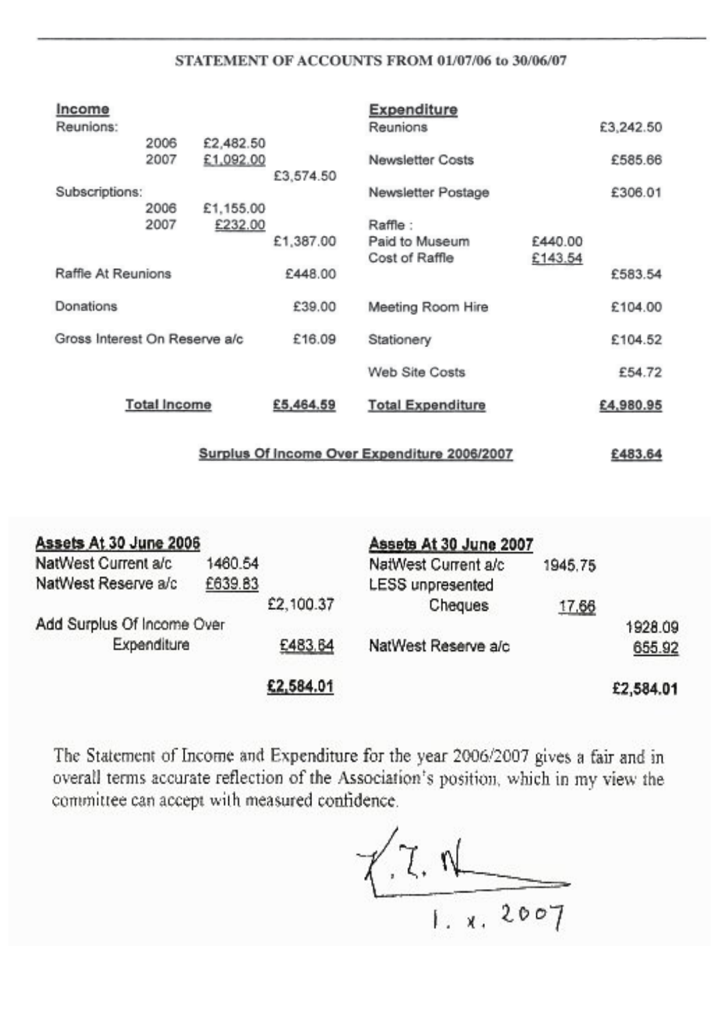## STATEMENT OF ACCOUNTS FROM 01/07/06 to 30/06/07

| **Income** | | | | **Expenditure** | | |
|---|---|---|---|---|---|---|
| Reunions: | | | | Reunions | | £3,242.50 |
| 2006 | £2,482.50 | | | | | |
| 2007 | £1,092.00 | | | Newsletter Costs | | £585.66 |
| | | £3,574.50 | | | | |
| Subscriptions: | | | | Newsletter Postage | | £306.01 |
| 2006 | £1,155.00 | | | | | |
| 2007 | £232.00 | | | Raffle : | | |
| | | £1,387.00 | | Paid to Museum | £440.00 | |
| | | | | Cost of Raffle | £143.54 | |
| Raffle At Reunions | | £448.00 | | | | £583.54 |
| Donations | | £39.00 | | Meeting Room Hire | | £104.00 |
| Gross Interest On Reserve a/c | | £16.09 | | Stationery | | £104.52 |
| | | | | Web Site Costs | | £54.72 |
| **Total Income** | | **£5,464.59** | | **Total Expenditure** | | **£4,980.95** |

**Surplus Of Income Over Expenditure 2006/2007** **£483.64**

| **Assets At 30 June 2006** | | | **Assets At 30 June 2007** | | |
|---|---|---|---|---|---|
| NatWest Current a/c | 1460.54 | | NatWest Current a/c | 1945.75 | |
| NatWest Reserve a/c | £639.83 | | LESS unpresented Cheques | 17.66 | |
| | | £2,100.37 | | | 1928.09 |
| Add Surplus Of Income Over Expenditure | | £483.64 | NatWest Reserve a/c | | 655.92 |
| | | **£2,584.01** | | | **£2,584.01** |

The Statement of Income and Expenditure for the year 2006/2007 gives a fair and in overall terms accurate reflection of the Association's position, which in my view the committee can accept with measured confidence.

1. x. 2007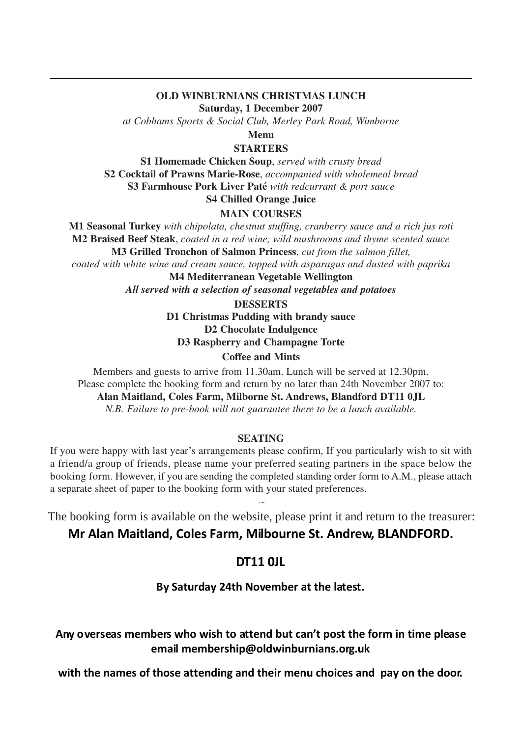---

## OLD WINBURNIANS CHRISTMAS LUNCH

**Saturday, 1 December 2007**

*at Cobhams Sports & Social Club, Merley Park Road, Wimborne*

### Menu

**STARTERS**

**S1 Homemade Chicken Soup**, *served with crusty bread*
**S2 Cocktail of Prawns Marie-Rose**, *accompanied with wholemeal bread*
**S3 Farmhouse Pork Liver Paté** *with redcurrant & port sauce*
**S4 Chilled Orange Juice**

**MAIN COURSES**

**M1 Seasonal Turkey** *with chipolata, chestnut stuffing, cranberry sauce and a rich jus roti*
**M2 Braised Beef Steak**, *coated in a red wine, wild mushrooms and thyme scented sauce*
**M3 Grilled Tronchon of Salmon Princess**, *cut from the salmon fillet, coated with white wine and cream sauce, topped with asparagus and dusted with paprika*
**M4 Mediterranean Vegetable Wellington**

***All served with a selection of seasonal vegetables and potatoes***

**DESSERTS**

**D1 Christmas Pudding with brandy sauce**
**D2 Chocolate Indulgence**
**D3 Raspberry and Champagne Torte**

**Coffee and Mints**

Members and guests to arrive from 11.30am. Lunch will be served at 12.30pm.
Please complete the booking form and return by no later than 24th November 2007 to:
**Alan Maitland, Coles Farm, Milborne St. Andrews, Blandford DT11 0JL**
*N.B. Failure to pre-book will not guarantee there to be a lunch available.*

**SEATING**

If you were happy with last year's arrangements please confirm, If you particularly wish to sit with a friend/a group of friends, please name your preferred seating partners in the space below the booking form. However, if you are sending the completed standing order form to A.M., please attach a separate sheet of paper to the booking form with your stated preferences.

The booking form is available on the website, please print it and return to the treasurer:

**Mr Alan Maitland, Coles Farm, Milbourne St. Andrew, BLANDFORD.**

**DT11 0JL**

**By Saturday 24th November at the latest.**

**Any overseas members who wish to attend but can't post the form in time please email membership@oldwinburnians.org.uk**

**with the names of those attending and their menu choices and pay on the door.**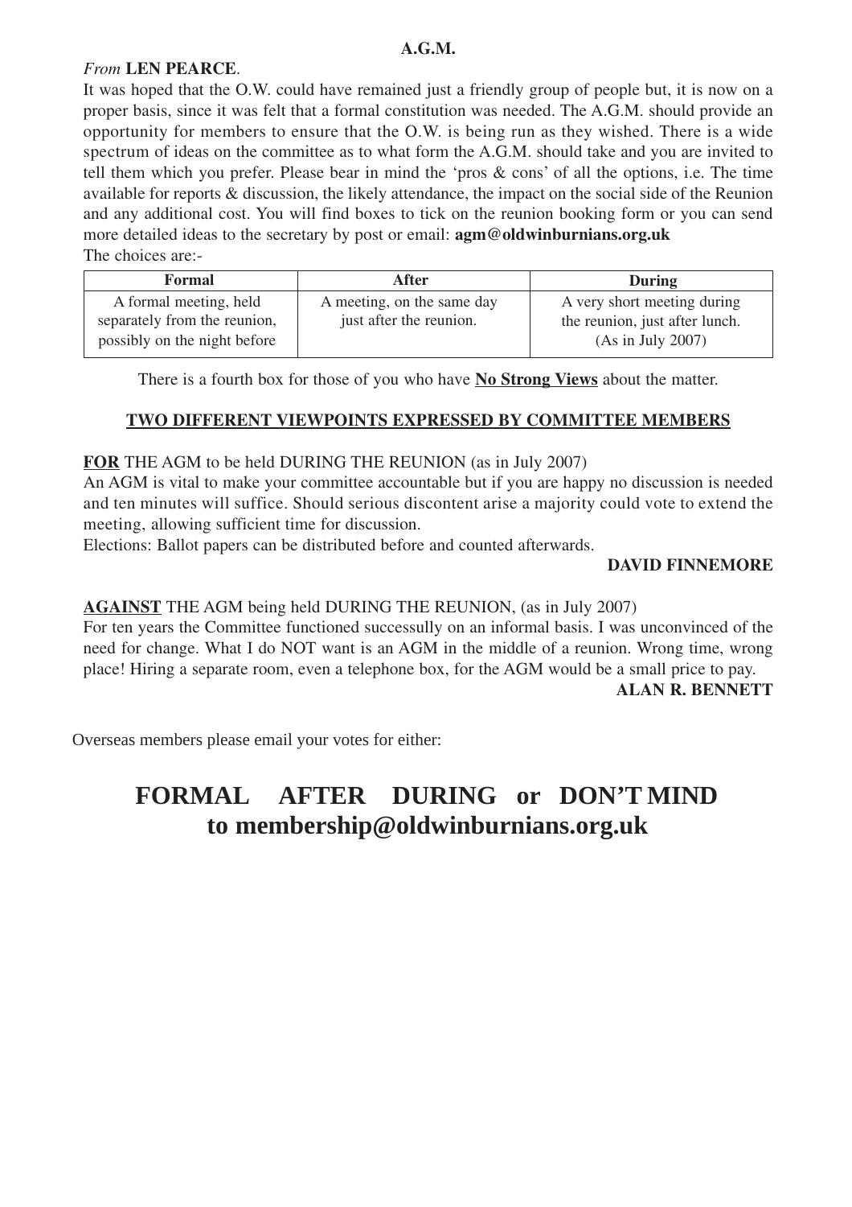## A.G.M.

*From* **LEN PEARCE**.

It was hoped that the O.W. could have remained just a friendly group of people but, it is now on a proper basis, since it was felt that a formal constitution was needed. The A.G.M. should provide an opportunity for members to ensure that the O.W. is being run as they wished. There is a wide spectrum of ideas on the committee as to what form the A.G.M. should take and you are invited to tell them which you prefer. Please bear in mind the 'pros & cons' of all the options, i.e. The time available for reports & discussion, the likely attendance, the impact on the social side of the Reunion and any additional cost. You will find boxes to tick on the reunion booking form or you can send more detailed ideas to the secretary by post or email: **agm@oldwinburnians.org.uk**

The choices are:-

| Formal | After | During |
|---|---|---|
| A formal meeting, held separately from the reunion, possibly on the night before | A meeting, on the same day just after the reunion. | A very short meeting during the reunion, just after lunch. (As in July 2007) |

There is a fourth box for those of you who have **No Strong Views** about the matter.

### TWO DIFFERENT VIEWPOINTS EXPRESSED BY COMMITTEE MEMBERS

**FOR** THE AGM to be held DURING THE REUNION (as in July 2007)

An AGM is vital to make your committee accountable but if you are happy no discussion is needed and ten minutes will suffice. Should serious discontent arise a majority could vote to extend the meeting, allowing sufficient time for discussion.

Elections: Ballot papers can be distributed before and counted afterwards.

**DAVID FINNEMORE**

**AGAINST** THE AGM being held DURING THE REUNION, (as in July 2007)

For ten years the Committee functioned successully on an informal basis. I was unconvinced of the need for change. What I do NOT want is an AGM in the middle of a reunion. Wrong time, wrong place! Hiring a separate room, even a telephone box, for the AGM would be a small price to pay.

**ALAN R. BENNETT**

Overseas members please email your votes for either:

## FORMAL AFTER DURING or DON'T MIND to membership@oldwinburnians.org.uk